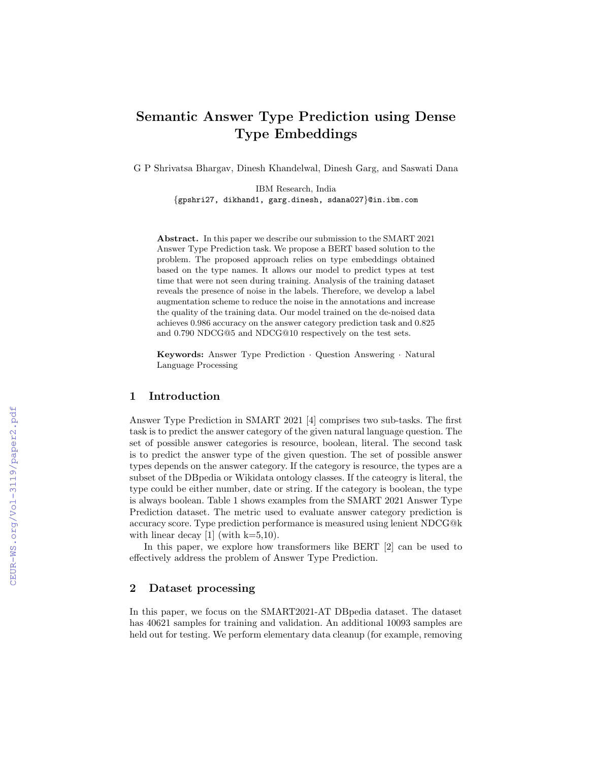# Semantic Answer Type Prediction using Dense Type Embeddings

G P Shrivatsa Bhargav, Dinesh Khandelwal, Dinesh Garg, and Saswati Dana

IBM Research, India
{gpshri27, dikhand1, garg.dinesh, sdana027}@in.ibm.com

**Abstract.** In this paper we describe our submission to the SMART 2021 Answer Type Prediction task. We propose a BERT based solution to the problem. The proposed approach relies on type embeddings obtained based on the type names. It allows our model to predict types at test time that were not seen during training. Analysis of the training dataset reveals the presence of noise in the labels. Therefore, we develop a label augmentation scheme to reduce the noise in the annotations and increase the quality of the training data. Our model trained on the de-noised data achieves 0.986 accuracy on the answer category prediction task and 0.825 and 0.790 NDCG@5 and NDCG@10 respectively on the test sets.

**Keywords:** Answer Type Prediction · Question Answering · Natural Language Processing

## 1 Introduction

Answer Type Prediction in SMART 2021 [4] comprises two sub-tasks. The first task is to predict the answer category of the given natural language question. The set of possible answer categories is resource, boolean, literal. The second task is to predict the answer type of the given question. The set of possible answer types depends on the answer category. If the category is resource, the types are a subset of the DBpedia or Wikidata ontology classes. If the cateogry is literal, the type could be either number, date or string. If the category is boolean, the type is always boolean. Table 1 shows examples from the SMART 2021 Answer Type Prediction dataset. The metric used to evaluate answer category prediction is accuracy score. Type prediction performance is measured using lenient NDCG@k with linear decay [1] (with k=5,10).

In this paper, we explore how transformers like BERT [2] can be used to effectively address the problem of Answer Type Prediction.

## 2 Dataset processing

In this paper, we focus on the SMART2021-AT DBpedia dataset. The dataset has 40621 samples for training and validation. An additional 10093 samples are held out for testing. We perform elementary data cleanup (for example, removing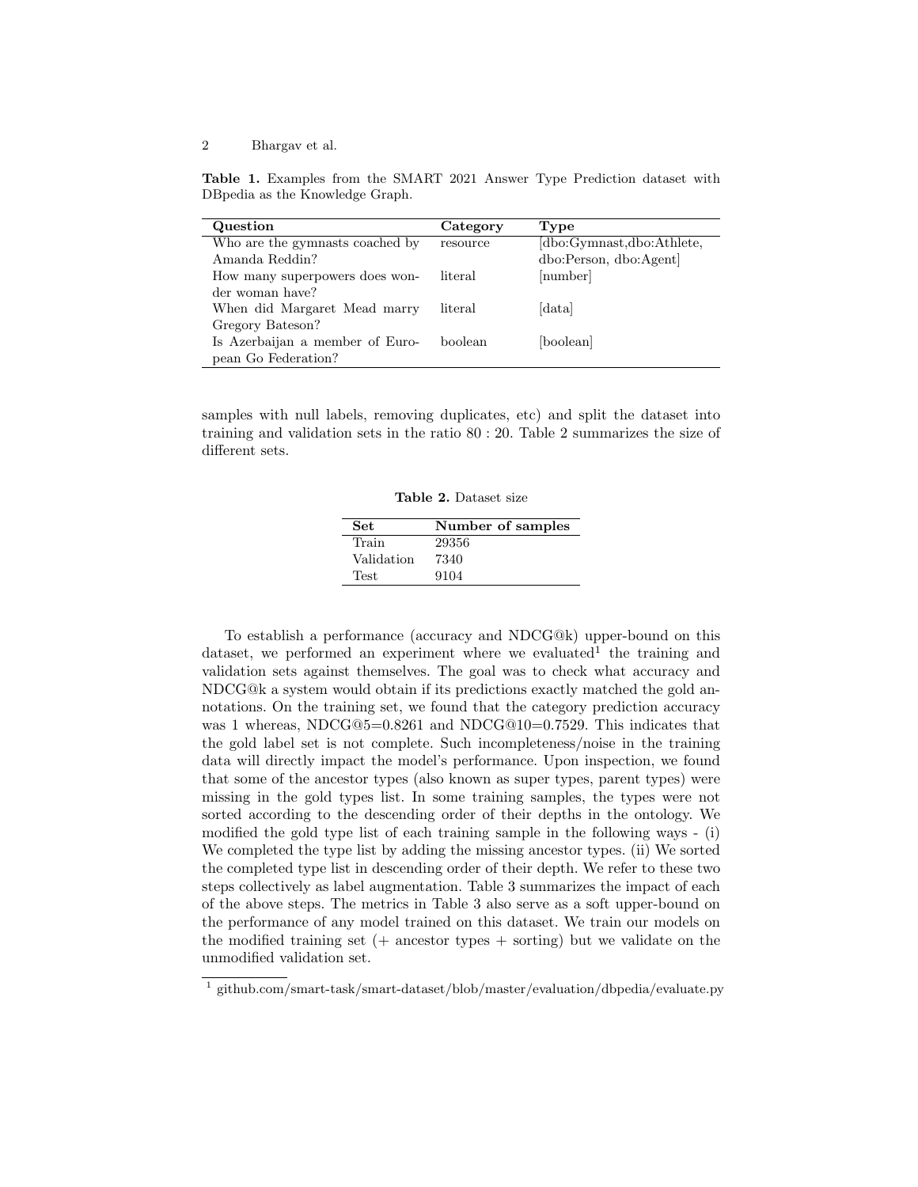**Table 1.** Examples from the SMART 2021 Answer Type Prediction dataset with DBpedia as the Knowledge Graph.

| Question | Category | Type |
| --- | --- | --- |
| Who are the gymnasts coached by Amanda Reddin? | resource | [dbo:Gymnast,dbo:Athlete, dbo:Person, dbo:Agent] |
| How many superpowers does wonder woman have? | literal | [number] |
| When did Margaret Mead marry Gregory Bateson? | literal | [data] |
| Is Azerbaijan a member of European Go Federation? | boolean | [boolean] |

samples with null labels, removing duplicates, etc) and split the dataset into training and validation sets in the ratio 80 : 20. Table 2 summarizes the size of different sets.

**Table 2.** Dataset size

| Set | Number of samples |
| --- | --- |
| Train | 29356 |
| Validation | 7340 |
| Test | 9104 |

To establish a performance (accuracy and NDCG@k) upper-bound on this dataset, we performed an experiment where we evaluated[1] the training and validation sets against themselves. The goal was to check what accuracy and NDCG@k a system would obtain if its predictions exactly matched the gold annotations. On the training set, we found that the category prediction accuracy was 1 whereas, NDCG@5=0.8261 and NDCG@10=0.7529. This indicates that the gold label set is not complete. Such incompleteness/noise in the training data will directly impact the model's performance. Upon inspection, we found that some of the ancestor types (also known as super types, parent types) were missing in the gold types list. In some training samples, the types were not sorted according to the descending order of their depths in the ontology. We modified the gold type list of each training sample in the following ways - (i) We completed the type list by adding the missing ancestor types. (ii) We sorted the completed type list in descending order of their depth. We refer to these two steps collectively as label augmentation. Table 3 summarizes the impact of each of the above steps. The metrics in Table 3 also serve as a soft upper-bound on the performance of any model trained on this dataset. We train our models on the modified training set (+ ancestor types + sorting) but we validate on the unmodified validation set.

[1] github.com/smart-task/smart-dataset/blob/master/evaluation/dbpedia/evaluate.py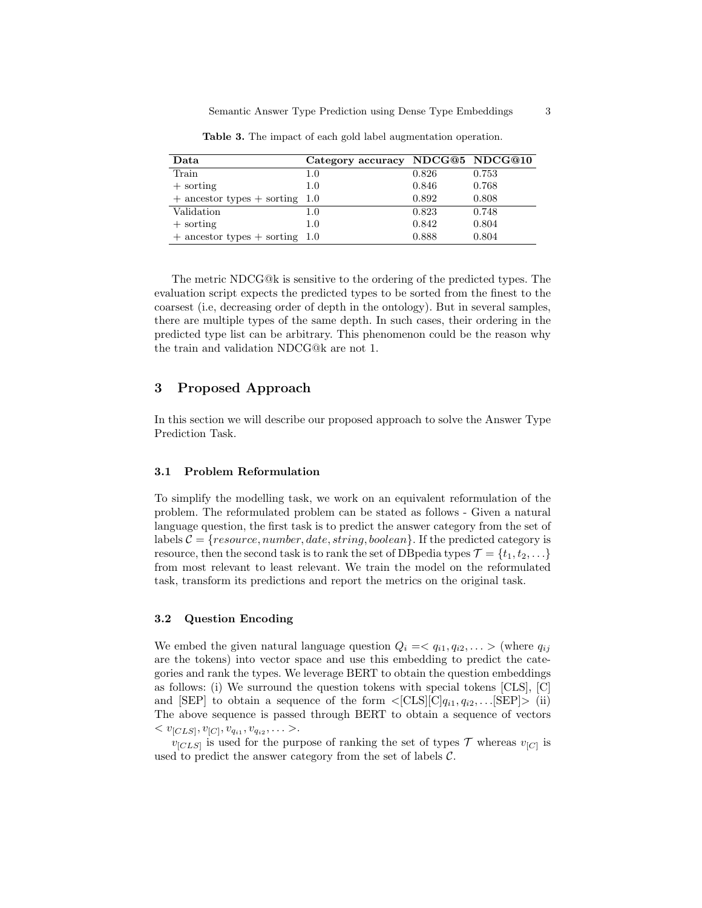**Table 3.** The impact of each gold label augmentation operation.

| Data | Category accuracy | NDCG@5 | NDCG@10 |
|---|---|---|---|
| Train | 1.0 | 0.826 | 0.753 |
| + sorting | 1.0 | 0.846 | 0.768 |
| + ancestor types + sorting | 1.0 | 0.892 | 0.808 |
| Validation | 1.0 | 0.823 | 0.748 |
| + sorting | 1.0 | 0.842 | 0.804 |
| + ancestor types + sorting | 1.0 | 0.888 | 0.804 |

The metric NDCG@k is sensitive to the ordering of the predicted types. The evaluation script expects the predicted types to be sorted from the finest to the coarsest (i.e, decreasing order of depth in the ontology). But in several samples, there are multiple types of the same depth. In such cases, their ordering in the predicted type list can be arbitrary. This phenomenon could be the reason why the train and validation NDCG@k are not 1.

## 3 Proposed Approach

In this section we will describe our proposed approach to solve the Answer Type Prediction Task.

### 3.1 Problem Reformulation

To simplify the modelling task, we work on an equivalent reformulation of the problem. The reformulated problem can be stated as follows - Given a natural language question, the first task is to predict the answer category from the set of labels $\mathcal{C} = \{resource, number, date, string, boolean\}$. If the predicted category is resource, then the second task is to rank the set of DBpedia types $\mathcal{T} = \{t_1, t_2, \ldots\}$ from most relevant to least relevant. We train the model on the reformulated task, transform its predictions and report the metrics on the original task.

### 3.2 Question Encoding

We embed the given natural language question $Q_i = < q_{i1}, q_{i2}, \ldots >$ (where $q_{ij}$ are the tokens) into vector space and use this embedding to predict the categories and rank the types. We leverage BERT to obtain the question embeddings as follows: (i) We surround the question tokens with special tokens [CLS], [C] and [SEP] to obtain a sequence of the form <[CLS][C]$q_{i1}, q_{i2}, \ldots$[SEP]> (ii) The above sequence is passed through BERT to obtain a sequence of vectors $< v_{[CLS]}, v_{[C]}, v_{q_{i1}}, v_{q_{i2}}, \ldots >$.

$v_{[CLS]}$ is used for the purpose of ranking the set of types $\mathcal{T}$ whereas $v_{[C]}$ is used to predict the answer category from the set of labels $\mathcal{C}$.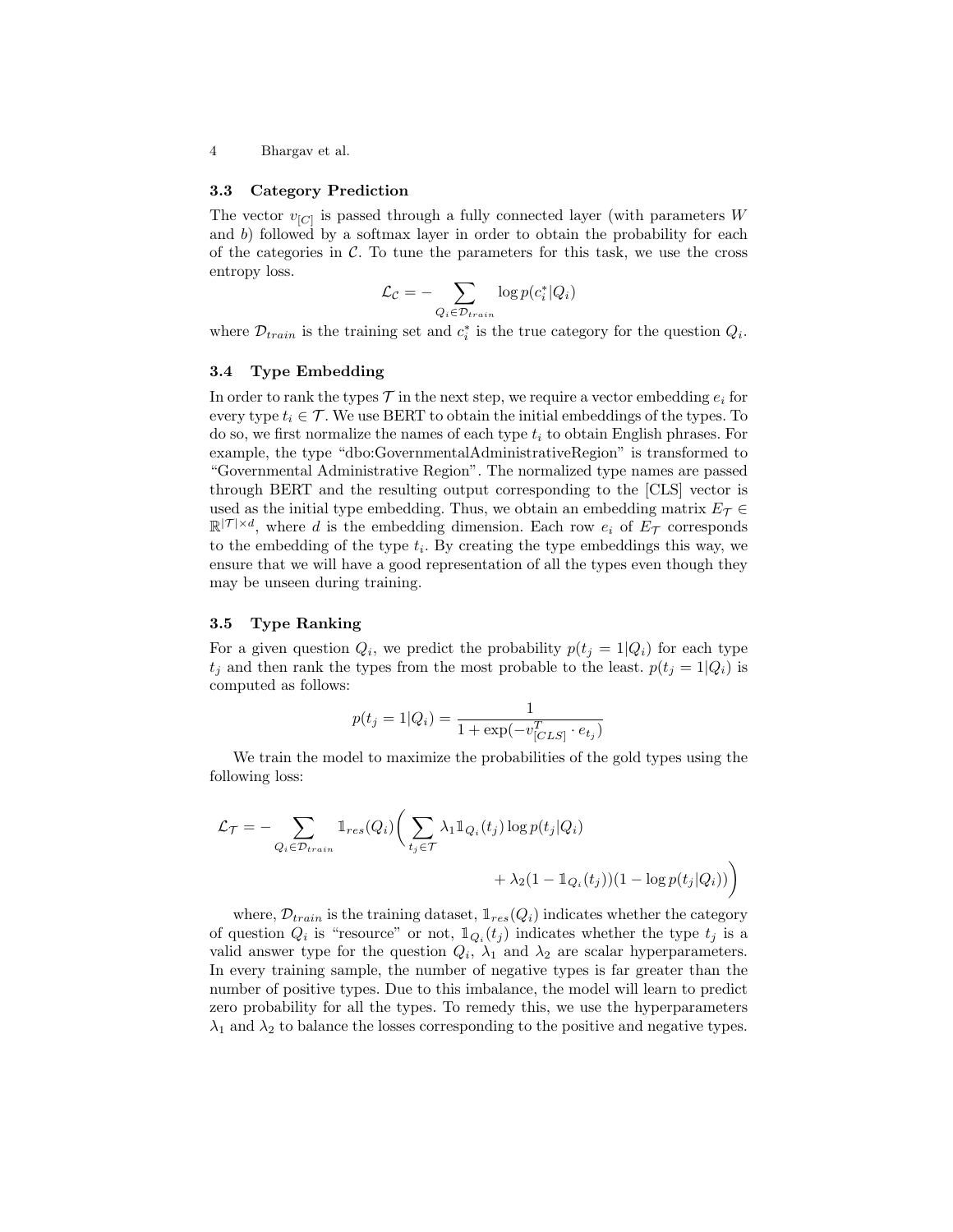### 3.3 Category Prediction

The vector $v_{[C]}$ is passed through a fully connected layer (with parameters $W$ and $b$) followed by a softmax layer in order to obtain the probability for each of the categories in $\mathcal{C}$. To tune the parameters for this task, we use the cross entropy loss.

$$\mathcal{L}_{\mathcal{C}} = - \sum_{Q_i \in \mathcal{D}_{train}} \log p(c_i^* | Q_i)$$

where $\mathcal{D}_{train}$ is the training set and $c_i^*$ is the true category for the question $Q_i$.

### 3.4 Type Embedding

In order to rank the types $\mathcal{T}$ in the next step, we require a vector embedding $e_i$ for every type $t_i \in \mathcal{T}$. We use BERT to obtain the initial embeddings of the types. To do so, we first normalize the names of each type $t_i$ to obtain English phrases. For example, the type "dbo:GovernmentalAdministrativeRegion" is transformed to "Governmental Administrative Region". The normalized type names are passed through BERT and the resulting output corresponding to the [CLS] vector is used as the initial type embedding. Thus, we obtain an embedding matrix $E_{\mathcal{T}} \in \mathbb{R}^{|\mathcal{T}| \times d}$, where $d$ is the embedding dimension. Each row $e_i$ of $E_{\mathcal{T}}$ corresponds to the embedding of the type $t_i$. By creating the type embeddings this way, we ensure that we will have a good representation of all the types even though they may be unseen during training.

### 3.5 Type Ranking

For a given question $Q_i$, we predict the probability $p(t_j = 1|Q_i)$ for each type $t_j$ and then rank the types from the most probable to the least. $p(t_j = 1|Q_i)$ is computed as follows:

$$p(t_j = 1|Q_i) = \frac{1}{1 + \exp(-v_{[CLS]}^T \cdot e_{t_j})}$$

We train the model to maximize the probabilities of the gold types using the following loss:

$$\mathcal{L}_{\mathcal{T}} = - \sum_{Q_i \in \mathcal{D}_{train}} \mathbb{1}_{res}(Q_i) \Bigg( \sum_{t_j \in \mathcal{T}} \lambda_1 \mathbb{1}_{Q_i}(t_j) \log p(t_j|Q_i) + \lambda_2 (1 - \mathbb{1}_{Q_i}(t_j))(1 - \log p(t_j|Q_i)) \Bigg)$$

where, $\mathcal{D}_{train}$ is the training dataset, $\mathbb{1}_{res}(Q_i)$ indicates whether the category of question $Q_i$ is "resource" or not, $\mathbb{1}_{Q_i}(t_j)$ indicates whether the type $t_j$ is a valid answer type for the question $Q_i$, $\lambda_1$ and $\lambda_2$ are scalar hyperparameters. In every training sample, the number of negative types is far greater than the number of positive types. Due to this imbalance, the model will learn to predict zero probability for all the types. To remedy this, we use the hyperparameters $\lambda_1$ and $\lambda_2$ to balance the losses corresponding to the positive and negative types.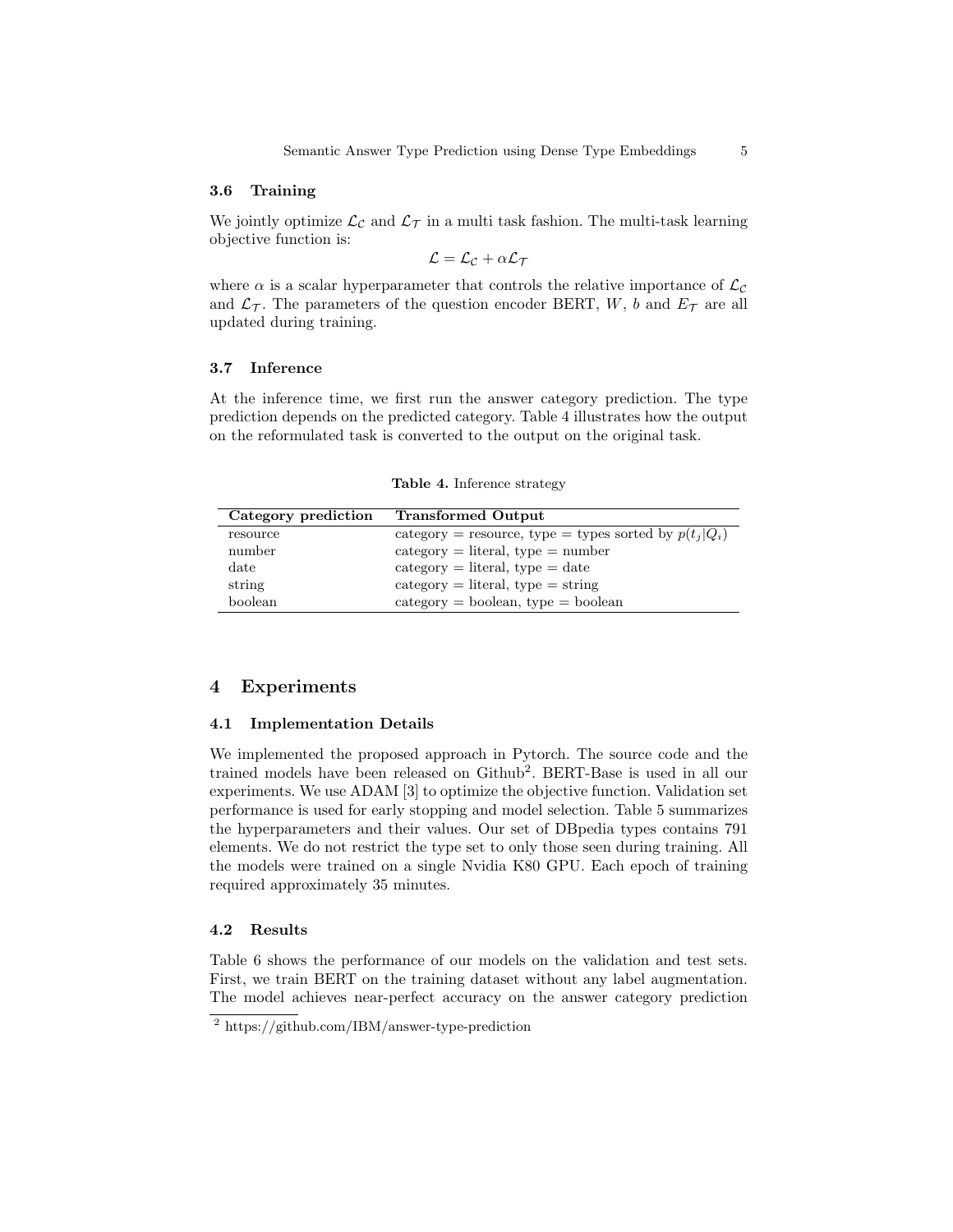### 3.6 Training

We jointly optimize $\mathcal{L}_{\mathcal{C}}$ and $\mathcal{L}_{\mathcal{T}}$ in a multi task fashion. The multi-task learning objective function is:

$$\mathcal{L} = \mathcal{L}_{\mathcal{C}} + \alpha \mathcal{L}_{\mathcal{T}}$$

where $\alpha$ is a scalar hyperparameter that controls the relative importance of $\mathcal{L}_{\mathcal{C}}$ and $\mathcal{L}_{\mathcal{T}}$. The parameters of the question encoder BERT, $W$, $b$ and $E_{\mathcal{T}}$ are all updated during training.

### 3.7 Inference

At the inference time, we first run the answer category prediction. The type prediction depends on the predicted category. Table 4 illustrates how the output on the reformulated task is converted to the output on the original task.

**Table 4.** Inference strategy

| Category prediction | Transformed Output |
|---|---|
| resource | category = resource, type = types sorted by $p(t_j\|Q_i)$ |
| number | category = literal, type = number |
| date | category = literal, type = date |
| string | category = literal, type = string |
| boolean | category = boolean, type = boolean |

## 4 Experiments

### 4.1 Implementation Details

We implemented the proposed approach in Pytorch. The source code and the trained models have been released on Github[2]. BERT-Base is used in all our experiments. We use ADAM [3] to optimize the objective function. Validation set performance is used for early stopping and model selection. Table 5 summarizes the hyperparameters and their values. Our set of DBpedia types contains 791 elements. We do not restrict the type set to only those seen during training. All the models were trained on a single Nvidia K80 GPU. Each epoch of training required approximately 35 minutes.

### 4.2 Results

Table 6 shows the performance of our models on the validation and test sets. First, we train BERT on the training dataset without any label augmentation. The model achieves near-perfect accuracy on the answer category prediction

[2] https://github.com/IBM/answer-type-prediction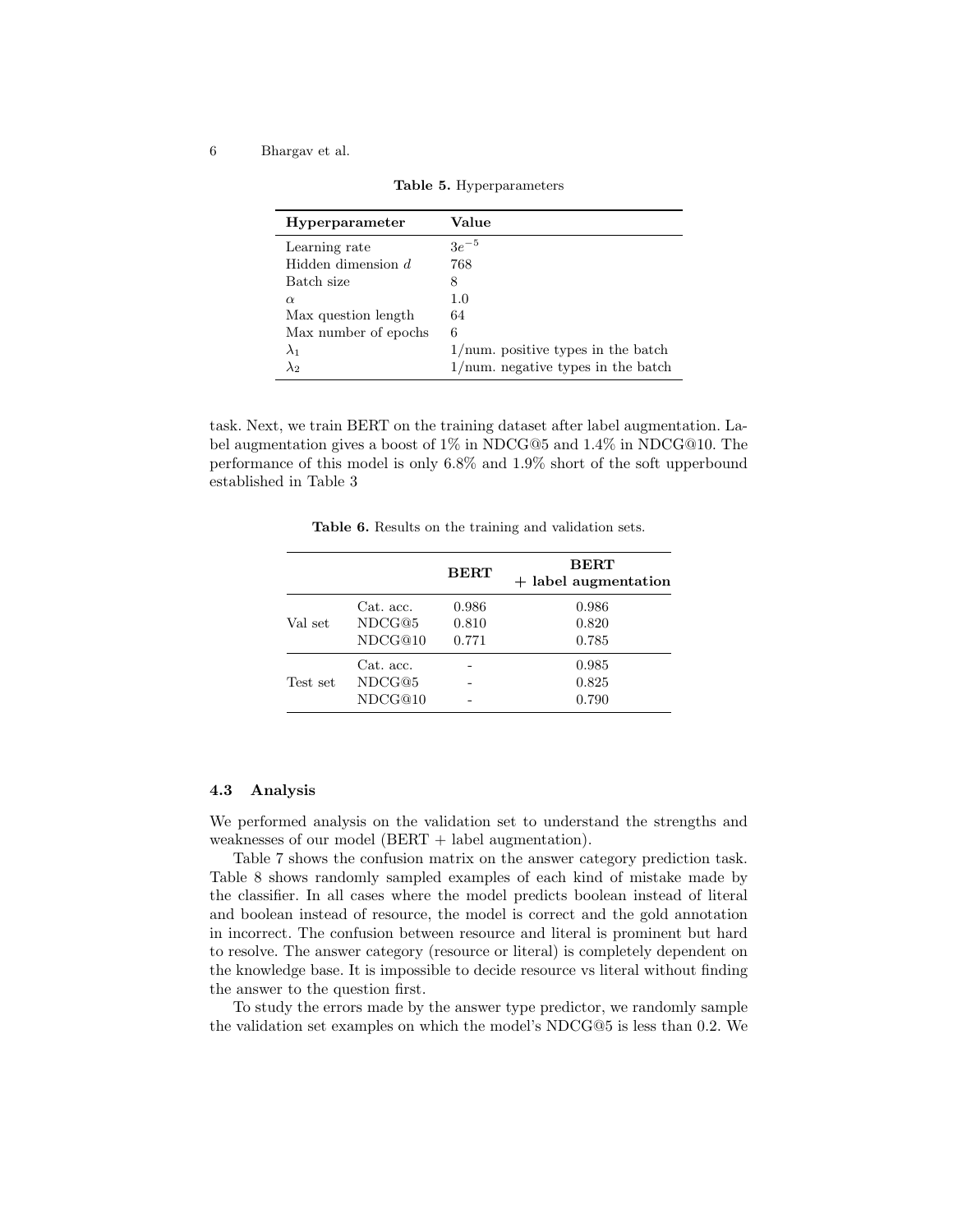**Table 5.** Hyperparameters

| Hyperparameter | Value |
|---|---|
| Learning rate | $3e^{-5}$ |
| Hidden dimension $d$ | 768 |
| Batch size | 8 |
| $\alpha$ | 1.0 |
| Max question length | 64 |
| Max number of epochs | 6 |
| $\lambda_1$ | 1/num. positive types in the batch |
| $\lambda_2$ | 1/num. negative types in the batch |

task. Next, we train BERT on the training dataset after label augmentation. Label augmentation gives a boost of 1% in NDCG@5 and 1.4% in NDCG@10. The performance of this model is only 6.8% and 1.9% short of the soft upperbound established in Table 3

**Table 6.** Results on the training and validation sets.

| | | BERT | BERT + label augmentation |
|---|---|---|---|
| Val set | Cat. acc. | 0.986 | 0.986 |
| | NDCG@5 | 0.810 | 0.820 |
| | NDCG@10 | 0.771 | 0.785 |
| Test set | Cat. acc. | - | 0.985 |
| | NDCG@5 | - | 0.825 |
| | NDCG@10 | - | 0.790 |

### 4.3 Analysis

We performed analysis on the validation set to understand the strengths and weaknesses of our model (BERT + label augmentation).

Table 7 shows the confusion matrix on the answer category prediction task. Table 8 shows randomly sampled examples of each kind of mistake made by the classifier. In all cases where the model predicts boolean instead of literal and boolean instead of resource, the model is correct and the gold annotation in incorrect. The confusion between resource and literal is prominent but hard to resolve. The answer category (resource or literal) is completely dependent on the knowledge base. It is impossible to decide resource vs literal without finding the answer to the question first.

To study the errors made by the answer type predictor, we randomly sample the validation set examples on which the model's NDCG@5 is less than 0.2. We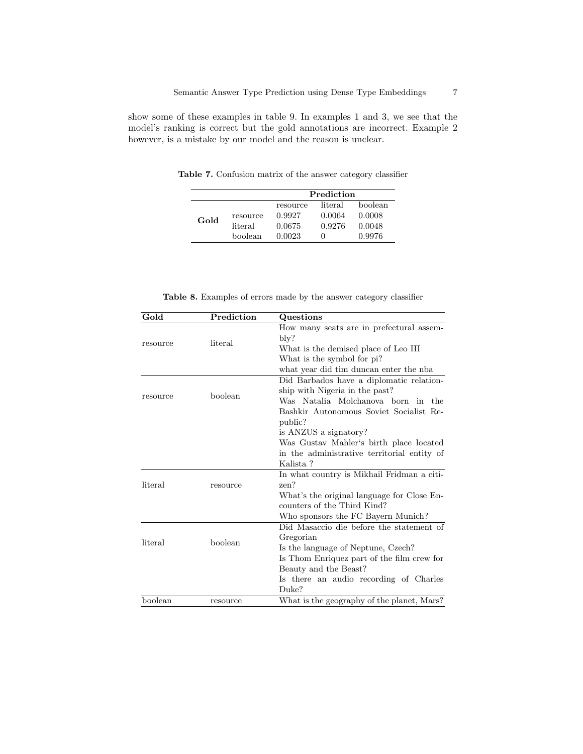show some of these examples in table 9. In examples 1 and 3, we see that the model's ranking is correct but the gold annotations are incorrect. Example 2 however, is a mistake by our model and the reason is unclear.

**Table 7.** Confusion matrix of the answer category classifier

| | | Prediction | | |
|---|---|---|---|---|
| | | resource | literal | boolean |
| **Gold** | resource | 0.9927 | 0.0064 | 0.0008 |
| | literal | 0.0675 | 0.9276 | 0.0048 |
| | boolean | 0.0023 | 0 | 0.9976 |

**Table 8.** Examples of errors made by the answer category classifier

| Gold | Prediction | Questions |
|---|---|---|
| resource | literal | How many seats are in prefectural assembly?<br>What is the demised place of Leo III<br>What is the symbol for pi?<br>what year did tim duncan enter the nba |
| resource | boolean | Did Barbados have a diplomatic relationship with Nigeria in the past?<br>Was Natalia Molchanova born in the Bashkir Autonomous Soviet Socialist Republic?<br>is ANZUS a signatory?<br>Was Gustav Mahler's birth place located in the administrative territorial entity of Kalista ? |
| literal | resource | In what country is Mikhail Fridman a citizen?<br>What's the original language for Close Encounters of the Third Kind?<br>Who sponsors the FC Bayern Munich? |
| literal | boolean | Did Masaccio die before the statement of Gregorian<br>Is the language of Neptune, Czech?<br>Is Thom Enriquez part of the film crew for Beauty and the Beast?<br>Is there an audio recording of Charles Duke? |
| boolean | resource | What is the geography of the planet, Mars? |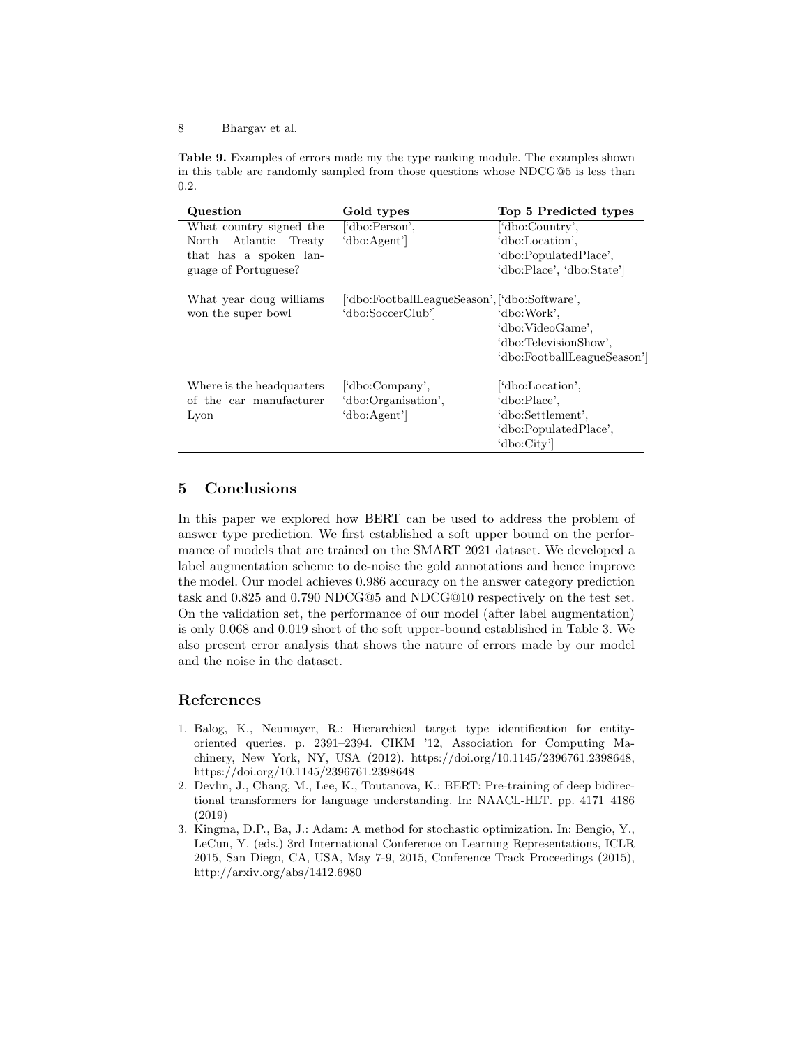**Table 9.** Examples of errors made my the type ranking module. The examples shown in this table are randomly sampled from those questions whose NDCG@5 is less than 0.2.

| Question | Gold types | Top 5 Predicted types |
|---|---|---|
| What country signed the North Atlantic Treaty that has a spoken language of Portuguese? | ['dbo:Person', 'dbo:Agent'] | ['dbo:Country', 'dbo:Location', 'dbo:PopulatedPlace', 'dbo:Place', 'dbo:State'] |
| What year doug williams won the super bowl | ['dbo:FootballLeagueSeason', 'dbo:SoccerClub'] | ['dbo:Software', 'dbo:Work', 'dbo:VideoGame', 'dbo:TelevisionShow', 'dbo:FootballLeagueSeason'] |
| Where is the headquarters of the car manufacturer Lyon | ['dbo:Company', 'dbo:Organisation', 'dbo:Agent'] | ['dbo:Location', 'dbo:Place', 'dbo:Settlement', 'dbo:PopulatedPlace', 'dbo:City'] |

## 5 Conclusions

In this paper we explored how BERT can be used to address the problem of answer type prediction. We first established a soft upper bound on the performance of models that are trained on the SMART 2021 dataset. We developed a label augmentation scheme to de-noise the gold annotations and hence improve the model. Our model achieves 0.986 accuracy on the answer category prediction task and 0.825 and 0.790 NDCG@5 and NDCG@10 respectively on the test set. On the validation set, the performance of our model (after label augmentation) is only 0.068 and 0.019 short of the soft upper-bound established in Table 3. We also present error analysis that shows the nature of errors made by our model and the noise in the dataset.

## References

1. Balog, K., Neumayer, R.: Hierarchical target type identification for entity-oriented queries. p. 2391–2394. CIKM '12, Association for Computing Machinery, New York, NY, USA (2012). https://doi.org/10.1145/2396761.2398648, https://doi.org/10.1145/2396761.2398648
2. Devlin, J., Chang, M., Lee, K., Toutanova, K.: BERT: Pre-training of deep bidirectional transformers for language understanding. In: NAACL-HLT. pp. 4171–4186 (2019)
3. Kingma, D.P., Ba, J.: Adam: A method for stochastic optimization. In: Bengio, Y., LeCun, Y. (eds.) 3rd International Conference on Learning Representations, ICLR 2015, San Diego, CA, USA, May 7-9, 2015, Conference Track Proceedings (2015), http://arxiv.org/abs/1412.6980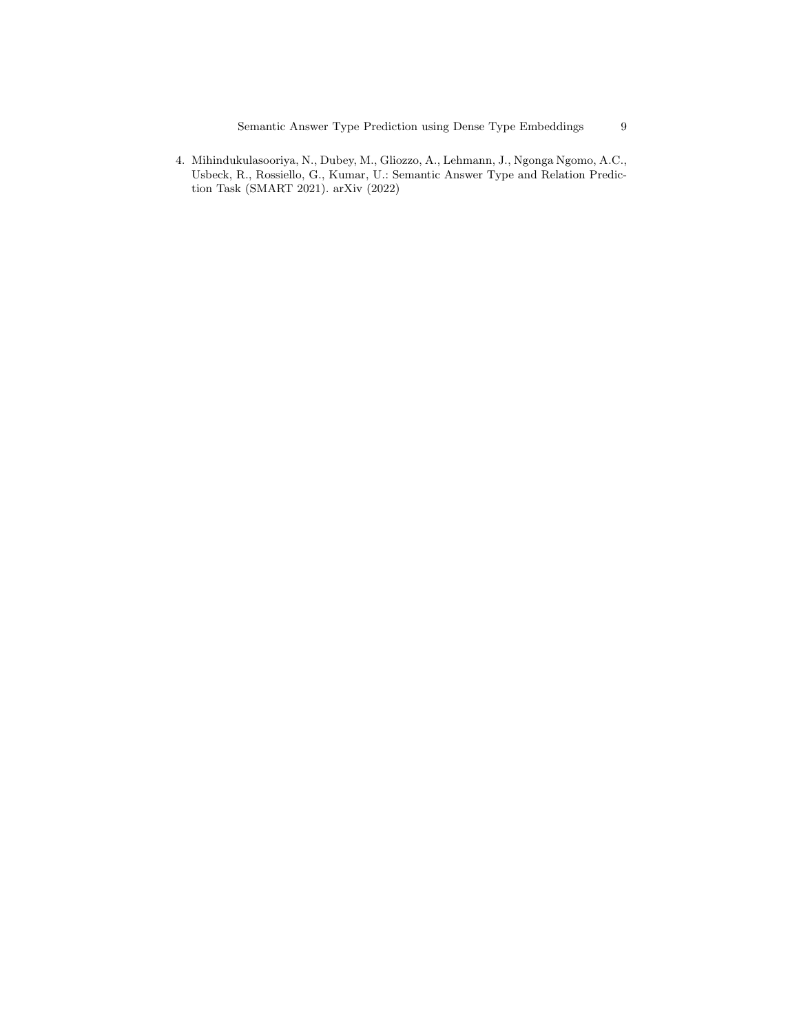4. Mihindukulasooriya, N., Dubey, M., Gliozzo, A., Lehmann, J., Ngonga Ngomo, A.C., Usbeck, R., Rossiello, G., Kumar, U.: Semantic Answer Type and Relation Prediction Task (SMART 2021). arXiv (2022)